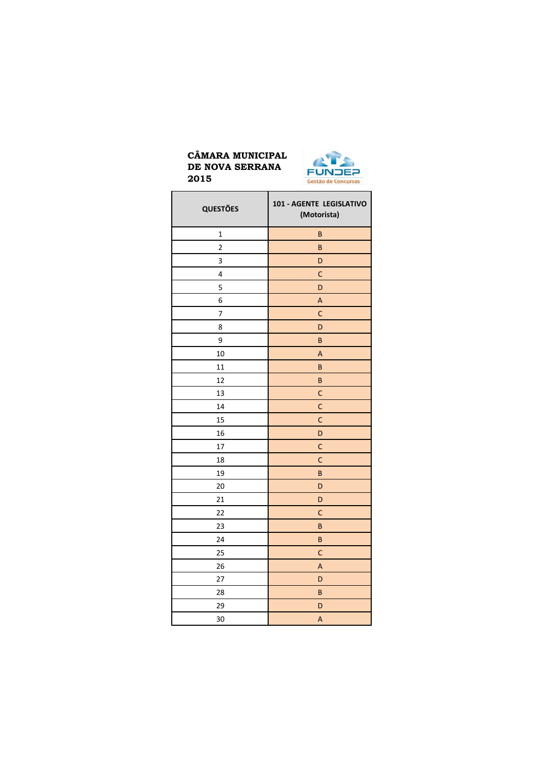**CÂMARA MUNICIPAL DE NOVA SERRANA 2015**

FUNDEP Gestão de Concursos

| QUESTÕES | 101 - AGENTE LEGISLATIVO (Motorista) |
|---|---|
| 1 | B |
| 2 | B |
| 3 | D |
| 4 | C |
| 5 | D |
| 6 | A |
| 7 | C |
| 8 | D |
| 9 | B |
| 10 | A |
| 11 | B |
| 12 | B |
| 13 | C |
| 14 | C |
| 15 | C |
| 16 | D |
| 17 | C |
| 18 | C |
| 19 | B |
| 20 | D |
| 21 | D |
| 22 | C |
| 23 | B |
| 24 | B |
| 25 | C |
| 26 | A |
| 27 | D |
| 28 | B |
| 29 | D |
| 30 | A |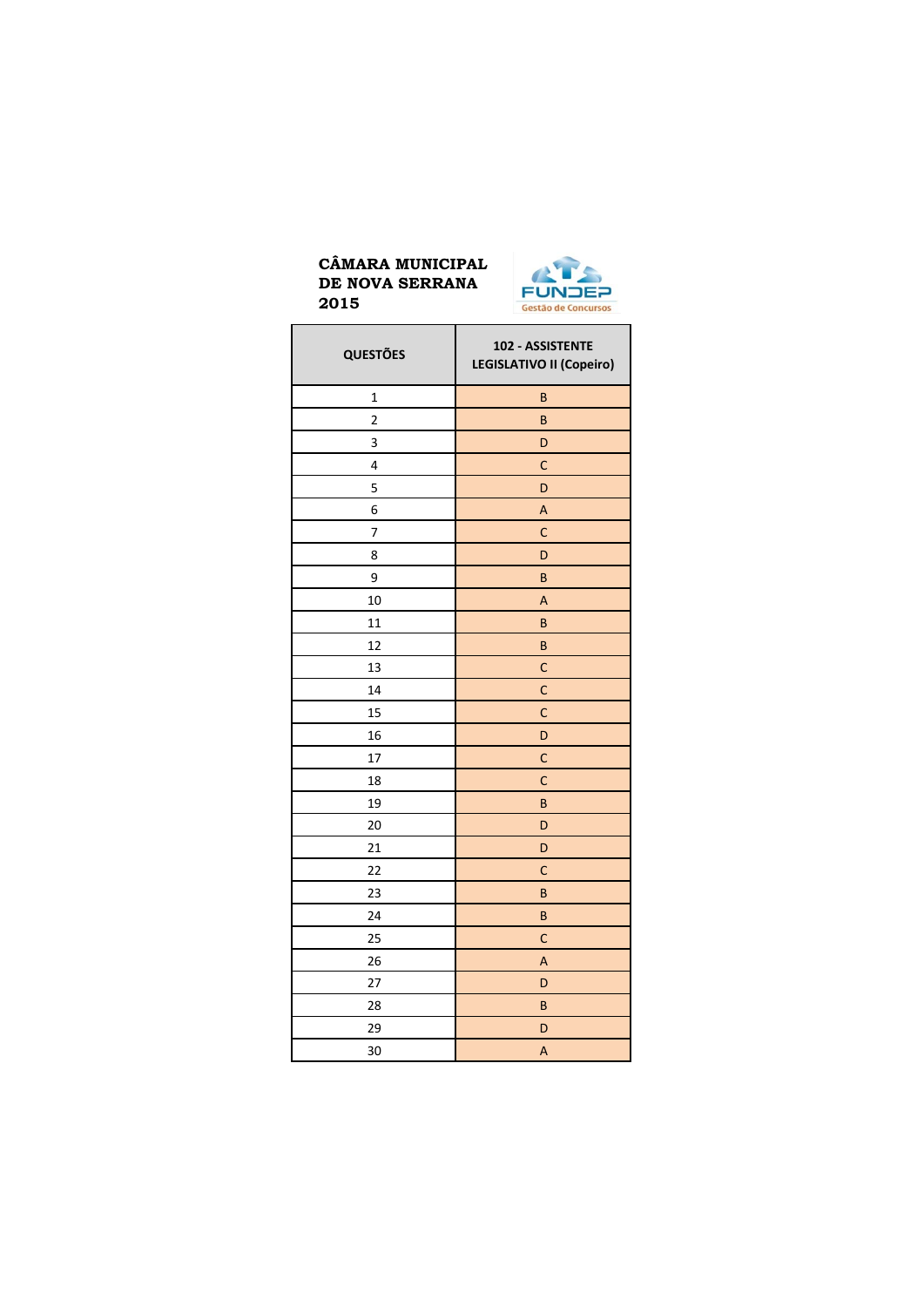**CÂMARA MUNICIPAL DE NOVA SERRANA 2015**

FUNDEP Gestão de Concursos

| QUESTÕES | 102 - ASSISTENTE LEGISLATIVO II (Copeiro) |
|---|---|
| 1 | B |
| 2 | B |
| 3 | D |
| 4 | C |
| 5 | D |
| 6 | A |
| 7 | C |
| 8 | D |
| 9 | B |
| 10 | A |
| 11 | B |
| 12 | B |
| 13 | C |
| 14 | C |
| 15 | C |
| 16 | D |
| 17 | C |
| 18 | C |
| 19 | B |
| 20 | D |
| 21 | D |
| 22 | C |
| 23 | B |
| 24 | B |
| 25 | C |
| 26 | A |
| 27 | D |
| 28 | B |
| 29 | D |
| 30 | A |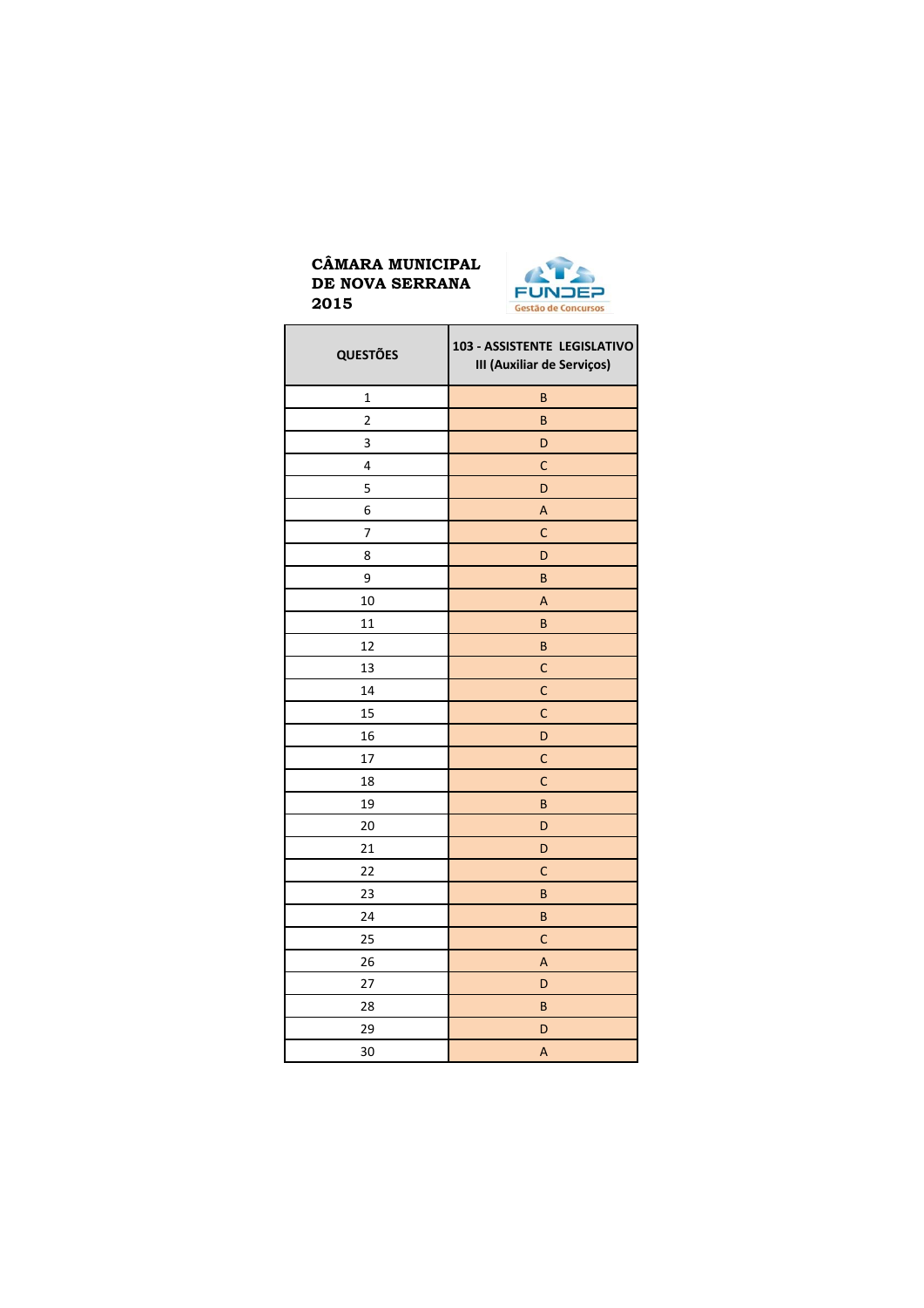**CÂMARA MUNICIPAL DE NOVA SERRANA 2015**

FUNDEP Gestão de Concursos

| QUESTÕES | 103 - ASSISTENTE LEGISLATIVO III (Auxiliar de Serviços) |
|---|---|
| 1 | B |
| 2 | B |
| 3 | D |
| 4 | C |
| 5 | D |
| 6 | A |
| 7 | C |
| 8 | D |
| 9 | B |
| 10 | A |
| 11 | B |
| 12 | B |
| 13 | C |
| 14 | C |
| 15 | C |
| 16 | D |
| 17 | C |
| 18 | C |
| 19 | B |
| 20 | D |
| 21 | D |
| 22 | C |
| 23 | B |
| 24 | B |
| 25 | C |
| 26 | A |
| 27 | D |
| 28 | B |
| 29 | D |
| 30 | A |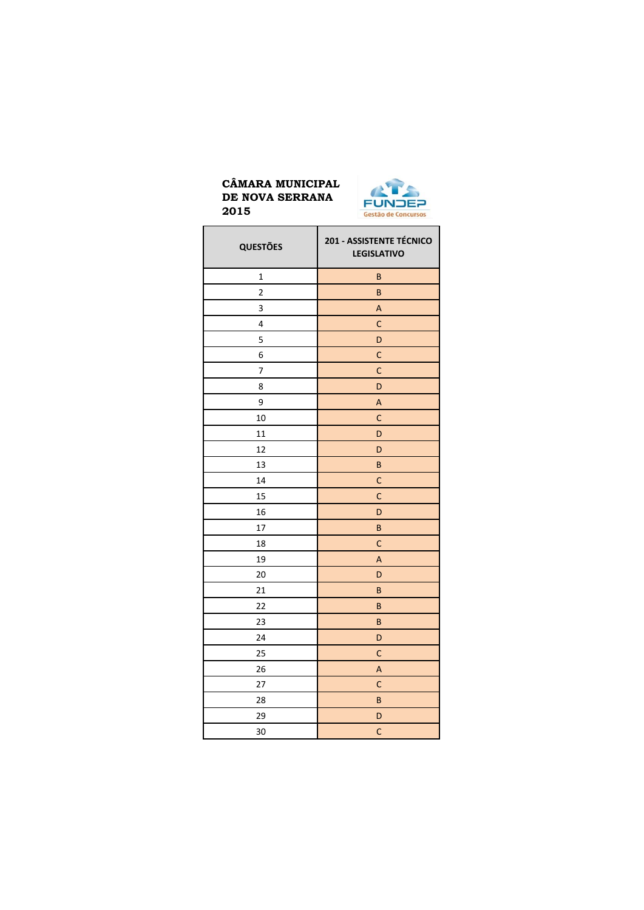**CÂMARA MUNICIPAL DE NOVA SERRANA 2015**

FUNDEP Gestão de Concursos

| QUESTÕES | 201 - ASSISTENTE TÉCNICO LEGISLATIVO |
|---|---|
| 1 | B |
| 2 | B |
| 3 | A |
| 4 | C |
| 5 | D |
| 6 | C |
| 7 | C |
| 8 | D |
| 9 | A |
| 10 | C |
| 11 | D |
| 12 | D |
| 13 | B |
| 14 | C |
| 15 | C |
| 16 | D |
| 17 | B |
| 18 | C |
| 19 | A |
| 20 | D |
| 21 | B |
| 22 | B |
| 23 | B |
| 24 | D |
| 25 | C |
| 26 | A |
| 27 | C |
| 28 | B |
| 29 | D |
| 30 | C |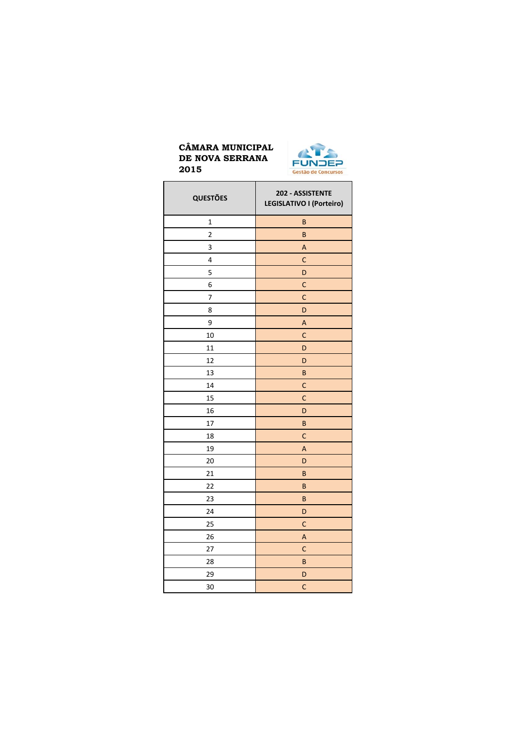**CÂMARA MUNICIPAL DE NOVA SERRANA 2015**

FUNDEP Gestão de Concursos

| QUESTÕES | 202 - ASSISTENTE LEGISLATIVO I (Porteiro) |
|---|---|
| 1 | B |
| 2 | B |
| 3 | A |
| 4 | C |
| 5 | D |
| 6 | C |
| 7 | C |
| 8 | D |
| 9 | A |
| 10 | C |
| 11 | D |
| 12 | D |
| 13 | B |
| 14 | C |
| 15 | C |
| 16 | D |
| 17 | B |
| 18 | C |
| 19 | A |
| 20 | D |
| 21 | B |
| 22 | B |
| 23 | B |
| 24 | D |
| 25 | C |
| 26 | A |
| 27 | C |
| 28 | B |
| 29 | D |
| 30 | C |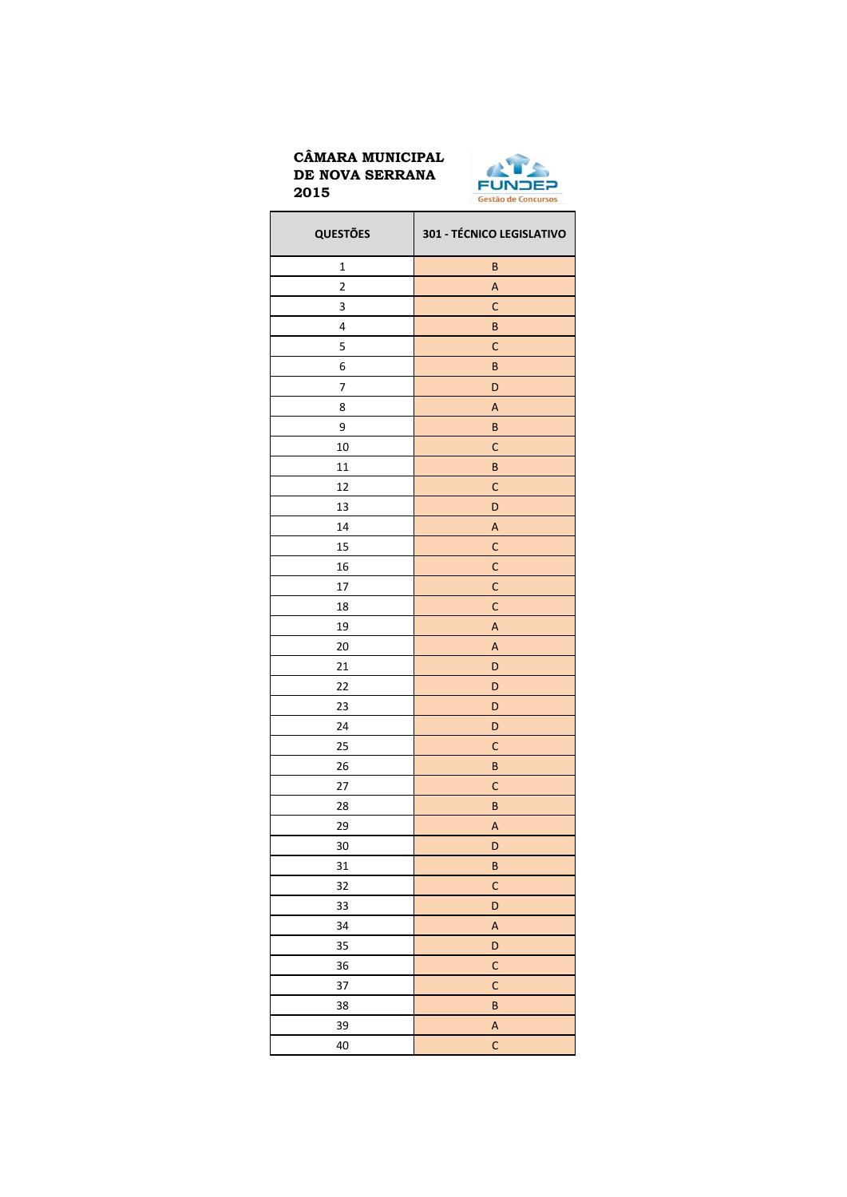**CÂMARA MUNICIPAL DE NOVA SERRANA 2015**

FUNDEP
Gestão de Concursos

| QUESTÕES | 301 - TÉCNICO LEGISLATIVO |
| --- | --- |
| 1 | B |
| 2 | A |
| 3 | C |
| 4 | B |
| 5 | C |
| 6 | B |
| 7 | D |
| 8 | A |
| 9 | B |
| 10 | C |
| 11 | B |
| 12 | C |
| 13 | D |
| 14 | A |
| 15 | C |
| 16 | C |
| 17 | C |
| 18 | C |
| 19 | A |
| 20 | A |
| 21 | D |
| 22 | D |
| 23 | D |
| 24 | D |
| 25 | C |
| 26 | B |
| 27 | C |
| 28 | B |
| 29 | A |
| 30 | D |
| 31 | B |
| 32 | C |
| 33 | D |
| 34 | A |
| 35 | D |
| 36 | C |
| 37 | C |
| 38 | B |
| 39 | A |
| 40 | C |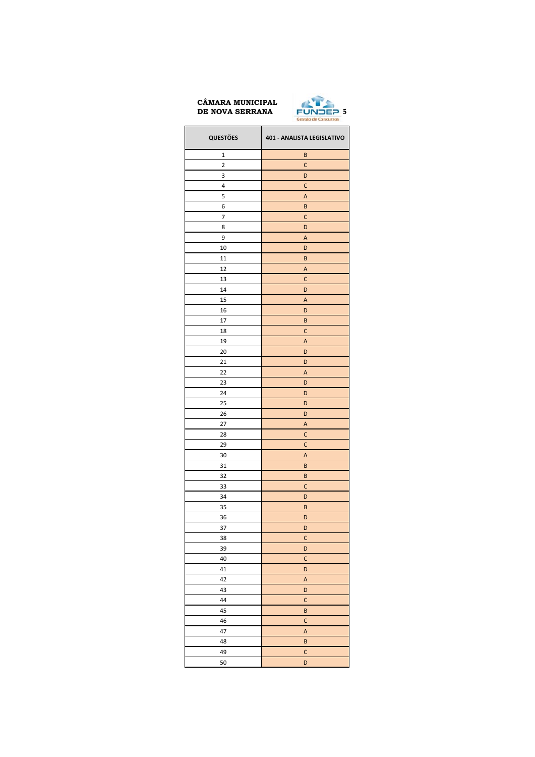**CÂMARA MUNICIPAL DE NOVA SERRANA**

FUNDEP Gestão de Concursos

| QUESTÕES | 401 - ANALISTA LEGISLATIVO |
|---|---|
| 1 | B |
| 2 | C |
| 3 | D |
| 4 | C |
| 5 | A |
| 6 | B |
| 7 | C |
| 8 | D |
| 9 | A |
| 10 | D |
| 11 | B |
| 12 | A |
| 13 | C |
| 14 | D |
| 15 | A |
| 16 | D |
| 17 | B |
| 18 | C |
| 19 | A |
| 20 | D |
| 21 | D |
| 22 | A |
| 23 | D |
| 24 | D |
| 25 | D |
| 26 | D |
| 27 | A |
| 28 | C |
| 29 | C |
| 30 | A |
| 31 | B |
| 32 | B |
| 33 | C |
| 34 | D |
| 35 | B |
| 36 | D |
| 37 | D |
| 38 | C |
| 39 | D |
| 40 | C |
| 41 | D |
| 42 | A |
| 43 | D |
| 44 | C |
| 45 | B |
| 46 | C |
| 47 | A |
| 48 | B |
| 49 | C |
| 50 | D |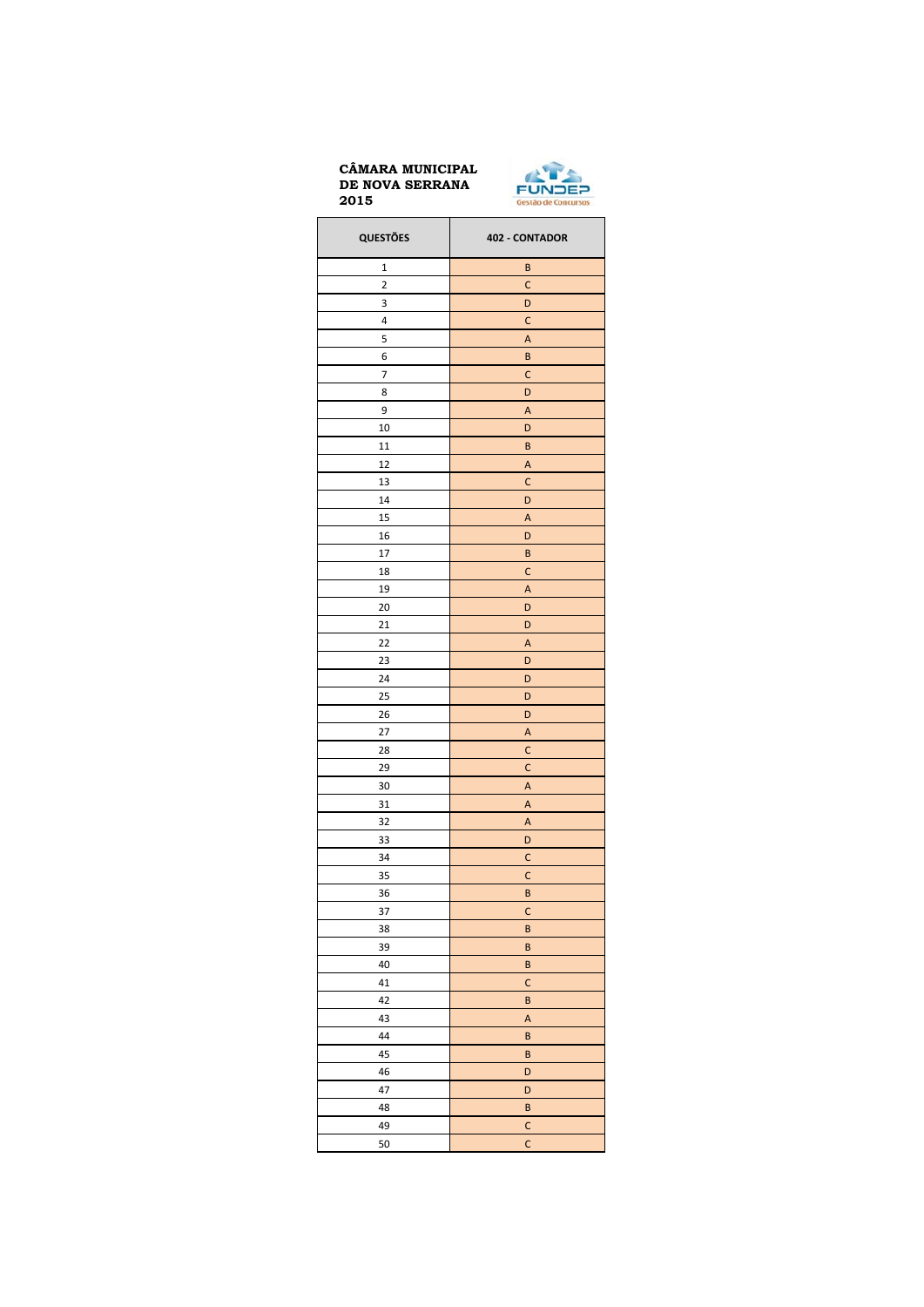**CÂMARA MUNICIPAL DE NOVA SERRANA 2015**

FUNDEP Gestão de Concursos

| QUESTÕES | 402 - CONTADOR |
|---|---|
| 1 | B |
| 2 | C |
| 3 | D |
| 4 | C |
| 5 | A |
| 6 | B |
| 7 | C |
| 8 | D |
| 9 | A |
| 10 | D |
| 11 | B |
| 12 | A |
| 13 | C |
| 14 | D |
| 15 | A |
| 16 | D |
| 17 | B |
| 18 | C |
| 19 | A |
| 20 | D |
| 21 | D |
| 22 | A |
| 23 | D |
| 24 | D |
| 25 | D |
| 26 | D |
| 27 | A |
| 28 | C |
| 29 | C |
| 30 | A |
| 31 | A |
| 32 | A |
| 33 | D |
| 34 | C |
| 35 | C |
| 36 | B |
| 37 | C |
| 38 | B |
| 39 | B |
| 40 | B |
| 41 | C |
| 42 | B |
| 43 | A |
| 44 | B |
| 45 | B |
| 46 | D |
| 47 | D |
| 48 | B |
| 49 | C |
| 50 | C |